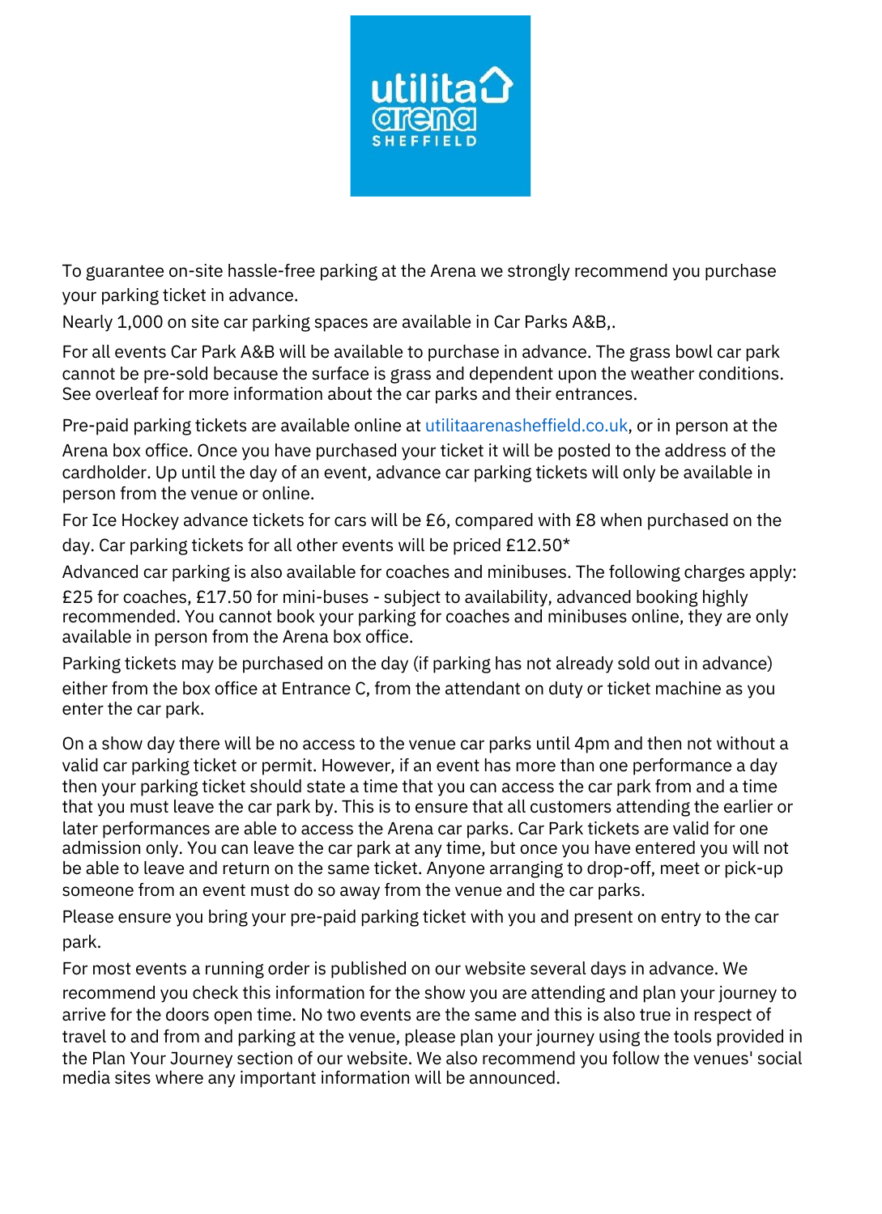To guarantee on-site hassle-free parking at the Arena we strongly recommend you purchase your parking ticket in advance.

Nearly 1,000 on site car parking spaces are available in Car Parks A&B,.

For all events Car Park A&B will be available to purchase in advance. The grass bowl car park cannot be pre-sold because the surface is grass and dependent upon the weather conditions. See overleaf for more information about the car parks and their entrances.

Pre-paid parking tickets are available online at utilitaarenasheffield.co.uk, or in person at the Arena box office. Once you have purchased your ticket it will be posted to the address of the cardholder. Up until the day of an event, advance car parking tickets will only be available in person from the venue or online.

For Ice Hockey advance tickets for cars will be £6, compared with £8 when purchased on the day. Car parking tickets for all other events will be priced £12.50*

Advanced car parking is also available for coaches and minibuses. The following charges apply: £25 for coaches, £17.50 for mini-buses - subject to availability, advanced booking highly recommended. You cannot book your parking for coaches and minibuses online, they are only available in person from the Arena box office.

Parking tickets may be purchased on the day (if parking has not already sold out in advance) either from the box office at Entrance C, from the attendant on duty or ticket machine as you enter the car park.

On a show day there will be no access to the venue car parks until 4pm and then not without a valid car parking ticket or permit. However, if an event has more than one performance a day then your parking ticket should state a time that you can access the car park from and a time that you must leave the car park by. This is to ensure that all customers attending the earlier or later performances are able to access the Arena car parks. Car Park tickets are valid for one admission only. You can leave the car park at any time, but once you have entered you will not be able to leave and return on the same ticket. Anyone arranging to drop-off, meet or pick-up someone from an event must do so away from the venue and the car parks.

Please ensure you bring your pre-paid parking ticket with you and present on entry to the car park.

For most events a running order is published on our website several days in advance. We recommend you check this information for the show you are attending and plan your journey to arrive for the doors open time. No two events are the same and this is also true in respect of travel to and from and parking at the venue, please plan your journey using the tools provided in the Plan Your Journey section of our website. We also recommend you follow the venues' social media sites where any important information will be announced.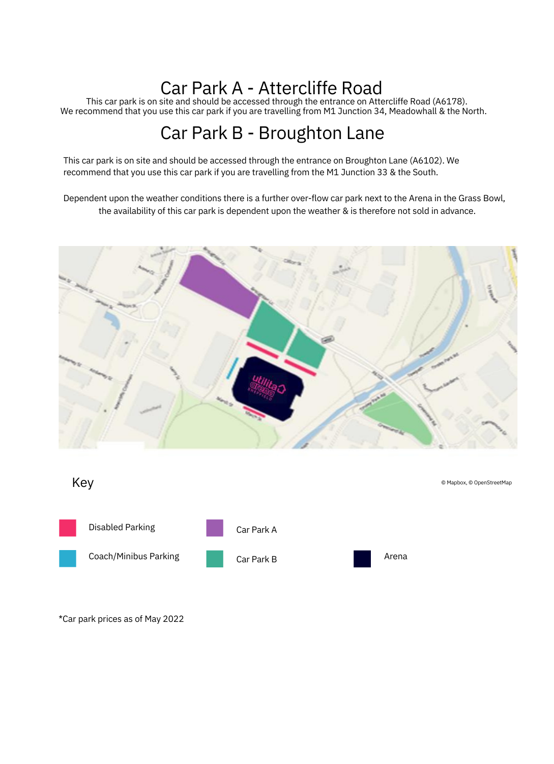# Car Park A - Attercliffe Road

This car park is on site and should be accessed through the entrance on Attercliffe Road (A6178).
We recommend that you use this car park if you are travelling from M1 Junction 34, Meadowhall & the North.

# Car Park B - Broughton Lane

This car park is on site and should be accessed through the entrance on Broughton Lane (A6102). We recommend that you use this car park if you are travelling from the M1 Junction 33 & the South.

Dependent upon the weather conditions there is a further over-flow car park next to the Arena in the Grass Bowl, the availability of this car park is dependent upon the weather & is therefore not sold in advance.

© Mapbox, © OpenStreetMap

## Key

Disabled Parking

Coach/Minibus Parking

Car Park A

Car Park B

Arena

*Car park prices as of May 2022